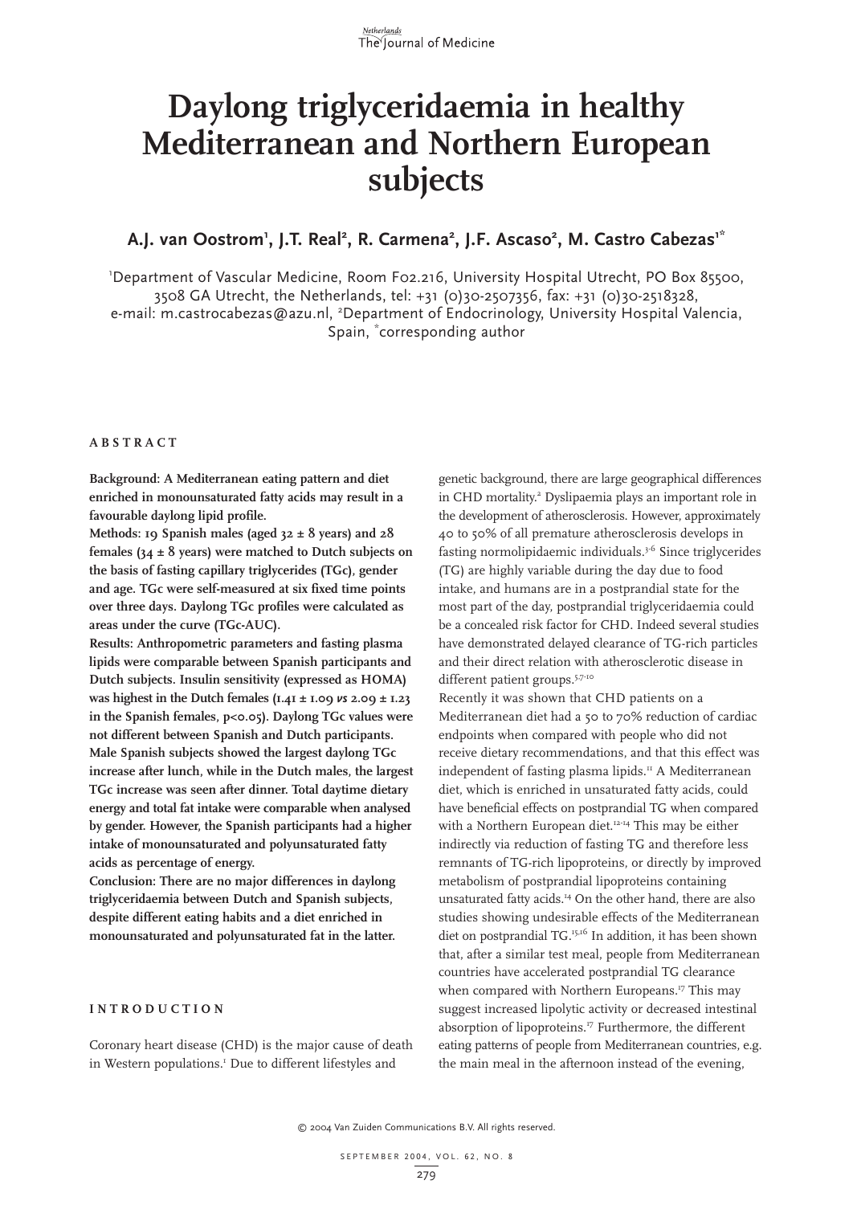# Daylong triglyceridaemia in healthy Mediterranean and Northern European subjects

**A.J. van Oostrom[1], J.T. Real[2], R. Carmena[2], J.F. Ascaso[2], M. Castro Cabezas[1*]**

[1]Department of Vascular Medicine, Room F02.216, University Hospital Utrecht, PO Box 85500, 3508 GA Utrecht, the Netherlands, tel: +31 (0)30-2507356, fax: +31 (0)30-2518328, e-mail: m.castrocabezas@azu.nl, [2]Department of Endocrinology, University Hospital Valencia, Spain, [*]corresponding author

## ABSTRACT

**Background: A Mediterranean eating pattern and diet enriched in monounsaturated fatty acids may result in a favourable daylong lipid profile.**

**Methods: 19 Spanish males (aged 32 ± 8 years) and 28 females (34 ± 8 years) were matched to Dutch subjects on the basis of fasting capillary triglycerides (TGc), gender and age. TGc were self-measured at six fixed time points over three days. Daylong TGc profiles were calculated as areas under the curve (TGc-AUC).**

**Results: Anthropometric parameters and fasting plasma lipids were comparable between Spanish participants and Dutch subjects. Insulin sensitivity (expressed as HOMA) was highest in the Dutch females (1.41 ± 1.09 *vs* 2.09 ± 1.23 in the Spanish females, $p<0.05$). Daylong TGc values were not different between Spanish and Dutch participants. Male Spanish subjects showed the largest daylong TGc increase after lunch, while in the Dutch males, the largest TGc increase was seen after dinner. Total daytime dietary energy and total fat intake were comparable when analysed by gender. However, the Spanish participants had a higher intake of monounsaturated and polyunsaturated fatty acids as percentage of energy.**

**Conclusion: There are no major differences in daylong triglyceridaemia between Dutch and Spanish subjects, despite different eating habits and a diet enriched in monounsaturated and polyunsaturated fat in the latter.**

## INTRODUCTION

Coronary heart disease (CHD) is the major cause of death in Western populations.[1] Due to different lifestyles and genetic background, there are large geographical differences in CHD mortality.[2] Dyslipaemia plays an important role in the development of atherosclerosis. However, approximately 40 to 50% of all premature atherosclerosis develops in fasting normolipidaemic individuals.[3-6] Since triglycerides (TG) are highly variable during the day due to food intake, and humans are in a postprandial state for the most part of the day, postprandial triglyceridaemia could be a concealed risk factor for CHD. Indeed several studies have demonstrated delayed clearance of TG-rich particles and their direct relation with atherosclerotic disease in different patient groups.[5,7-10]

Recently it was shown that CHD patients on a Mediterranean diet had a 50 to 70% reduction of cardiac endpoints when compared with people who did not receive dietary recommendations, and that this effect was independent of fasting plasma lipids.[11] A Mediterranean diet, which is enriched in unsaturated fatty acids, could have beneficial effects on postprandial TG when compared with a Northern European diet.[12-14] This may be either indirectly via reduction of fasting TG and therefore less remnants of TG-rich lipoproteins, or directly by improved metabolism of postprandial lipoproteins containing unsaturated fatty acids.[14] On the other hand, there are also studies showing undesirable effects of the Mediterranean diet on postprandial TG.[15,16] In addition, it has been shown that, after a similar test meal, people from Mediterranean countries have accelerated postprandial TG clearance when compared with Northern Europeans.[17] This may suggest increased lipolytic activity or decreased intestinal absorption of lipoproteins.[17] Furthermore, the different eating patterns of people from Mediterranean countries, e.g. the main meal in the afternoon instead of the evening,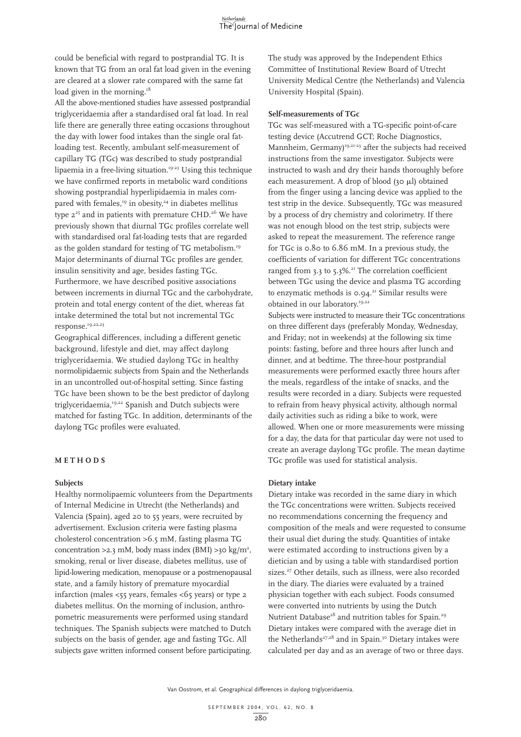could be beneficial with regard to postprandial TG. It is known that TG from an oral fat load given in the evening are cleared at a slower rate compared with the same fat load given in the morning.[18]

All the above-mentioned studies have assessed postprandial triglyceridaemia after a standardised oral fat load. In real life there are generally three eating occasions throughout the day with lower food intakes than the single oral fat-loading test. Recently, ambulant self-measurement of capillary TG (TGc) was described to study postprandial lipaemia in a free-living situation.[19-23] Using this technique we have confirmed reports in metabolic ward conditions showing postprandial hyperlipidaemia in males compared with females,[19] in obesity,[24] in diabetes mellitus type 2[25] and in patients with premature CHD.[26] We have previously shown that diurnal TGc profiles correlate well with standardised oral fat-loading tests that are regarded as the golden standard for testing of TG metabolism.[19] Major determinants of diurnal TGc profiles are gender, insulin sensitivity and age, besides fasting TGc. Furthermore, we have described positive associations between increments in diurnal TGc and the carbohydrate, protein and total energy content of the diet, whereas fat intake determined the total but not incremental TGc response.[19,22,23]

Geographical differences, including a different genetic background, lifestyle and diet, may affect daylong triglyceridaemia. We studied daylong TGc in healthy normolipidaemic subjects from Spain and the Netherlands in an uncontrolled out-of-hospital setting. Since fasting TGc have been shown to be the best predictor of daylong triglyceridaemia,[19,22] Spanish and Dutch subjects were matched for fasting TGc. In addition, determinants of the daylong TGc profiles were evaluated.

## METHODS

### Subjects

Healthy normolipaemic volunteers from the Departments of Internal Medicine in Utrecht (the Netherlands) and Valencia (Spain), aged 20 to 55 years, were recruited by advertisement. Exclusion criteria were fasting plasma cholesterol concentration >6.5 mM, fasting plasma TG concentration >2.3 mM, body mass index (BMI) >30 kg/m$^2$, smoking, renal or liver disease, diabetes mellitus, use of lipid-lowering medication, menopause or a postmenopausal state, and a family history of premature myocardial infarction (males <55 years, females <65 years) or type 2 diabetes mellitus. On the morning of inclusion, anthropometric measurements were performed using standard techniques. The Spanish subjects were matched to Dutch subjects on the basis of gender, age and fasting TGc. All subjects gave written informed consent before participating. The study was approved by the Independent Ethics Committee of Institutional Review Board of Utrecht University Medical Centre (the Netherlands) and Valencia University Hospital (Spain).

### Self-measurements of TGc

TGc was self-measured with a TG-specific point-of-care testing device (Accutrend GCT; Roche Diagnostics, Mannheim, Germany)[19,21-23] after the subjects had received instructions from the same investigator. Subjects were instructed to wash and dry their hands thoroughly before each measurement. A drop of blood (30 μl) obtained from the finger using a lancing device was applied to the test strip in the device. Subsequently, TGc was measured by a process of dry chemistry and colorimetry. If there was not enough blood on the test strip, subjects were asked to repeat the measurement. The reference range for TGc is 0.80 to 6.86 mM. In a previous study, the coefficients of variation for different TGc concentrations ranged from 3.3 to 5.3%.[21] The correlation coefficient between TGc using the device and plasma TG according to enzymatic methods is 0.94.[21] Similar results were obtained in our laboratory.[19,22]

Subjects were instructed to measure their TGc concentrations on three different days (preferably Monday, Wednesday, and Friday; not in weekends) at the following six time points: fasting, before and three hours after lunch and dinner, and at bedtime. The three-hour postprandial measurements were performed exactly three hours after the meals, regardless of the intake of snacks, and the results were recorded in a diary. Subjects were requested to refrain from heavy physical activity, although normal daily activities such as riding a bike to work, were allowed. When one or more measurements were missing for a day, the data for that particular day were not used to create an average daylong TGc profile. The mean daytime TGc profile was used for statistical analysis.

### Dietary intake

Dietary intake was recorded in the same diary in which the TGc concentrations were written. Subjects received no recommendations concerning the frequency and composition of the meals and were requested to consume their usual diet during the study. Quantities of intake were estimated according to instructions given by a dietician and by using a table with standardised portion sizes.[27] Other details, such as illness, were also recorded in the diary. The diaries were evaluated by a trained physician together with each subject. Foods consumed were converted into nutrients by using the Dutch Nutrient Database[28] and nutrition tables for Spain.[29] Dietary intakes were compared with the average diet in the Netherlands[27,28] and in Spain.[30] Dietary intakes were calculated per day and as an average of two or three days.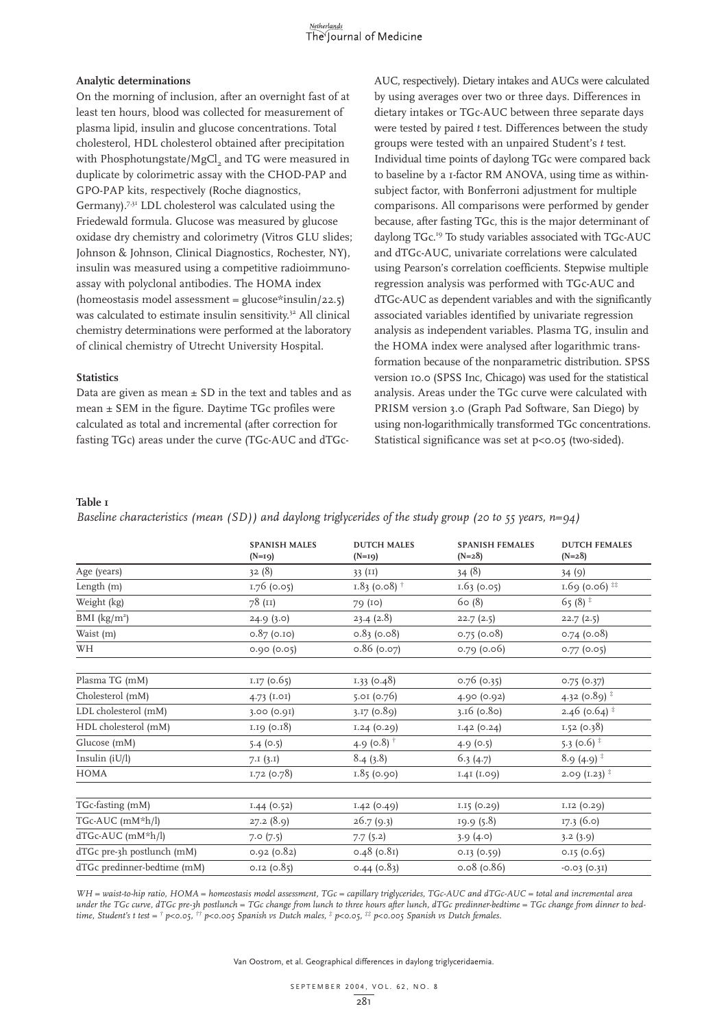### Analytic determinations

On the morning of inclusion, after an overnight fast of at least ten hours, blood was collected for measurement of plasma lipid, insulin and glucose concentrations. Total cholesterol, HDL cholesterol obtained after precipitation with Phosphotungstate/$MgCl_2$ and TG were measured in duplicate by colorimetric assay with the CHOD-PAP and GPO-PAP kits, respectively (Roche diagnostics, Germany).[7,31] LDL cholesterol was calculated using the Friedewald formula. Glucose was measured by glucose oxidase dry chemistry and colorimetry (Vitros GLU slides; Johnson & Johnson, Clinical Diagnostics, Rochester, NY), insulin was measured using a competitive radioimmunoassay with polyclonal antibodies. The HOMA index (homeostasis model assessment = glucose*insulin/22.5) was calculated to estimate insulin sensitivity.[32] All clinical chemistry determinations were performed at the laboratory of clinical chemistry of Utrecht University Hospital.

### Statistics

Data are given as mean ± SD in the text and tables and as mean ± SEM in the figure. Daytime TGc profiles were calculated as total and incremental (after correction for fasting TGc) areas under the curve (TGc-AUC and dTGc-AUC, respectively). Dietary intakes and AUCs were calculated by using averages over two or three days. Differences in dietary intakes or TGc-AUC between three separate days were tested by paired *t* test. Differences between the study groups were tested with an unpaired Student's *t* test. Individual time points of daylong TGc were compared back to baseline by a 1-factor RM ANOVA, using time as within-subject factor, with Bonferroni adjustment for multiple comparisons. All comparisons were performed by gender because, after fasting TGc, this is the major determinant of daylong TGc.[19] To study variables associated with TGc-AUC and dTGc-AUC, univariate correlations were calculated using Pearson's correlation coefficients. Stepwise multiple regression analysis was performed with TGc-AUC and dTGc-AUC as dependent variables and with the significantly associated variables identified by univariate regression analysis as independent variables. Plasma TG, insulin and the HOMA index were analysed after logarithmic transformation because of the nonparametric distribution. SPSS version 10.0 (SPSS Inc, Chicago) was used for the statistical analysis. Areas under the TGc curve were calculated with PRISM version 3.0 (Graph Pad Software, San Diego) by using non-logarithmically transformed TGc concentrations. Statistical significance was set at $p<0.05$ (two-sided).

**Table 1**

*Baseline characteristics (mean (SD)) and daylong triglycerides of the study group (20 to 55 years, n=94)*

| | SPANISH MALES (N=19) | DUTCH MALES (N=19) | SPANISH FEMALES (N=28) | DUTCH FEMALES (N=28) |
|---|---|---|---|---|
| Age (years) | 32 (8) | 33 (11) | 34 (8) | 34 (9) |
| Length (m) | 1.76 (0.05) | 1.83 (0.08) † | 1.63 (0.05) | 1.69 (0.06) ‡‡ |
| Weight (kg) | 78 (11) | 79 (10) | 60 (8) | 65 (8) ‡ |
| BMI ($kg/m^2$) | 24.9 (3.0) | 23.4 (2.8) | 22.7 (2.5) | 22.7 (2.5) |
| Waist (m) | 0.87 (0.10) | 0.83 (0.08) | 0.75 (0.08) | 0.74 (0.08) |
| WH | 0.90 (0.05) | 0.86 (0.07) | 0.79 (0.06) | 0.77 (0.05) |
| Plasma TG (mM) | 1.17 (0.65) | 1.33 (0.48) | 0.76 (0.35) | 0.75 (0.37) |
| Cholesterol (mM) | 4.73 (1.01) | 5.01 (0.76) | 4.90 (0.92) | 4.32 (0.89) ‡ |
| LDL cholesterol (mM) | 3.00 (0.91) | 3.17 (0.89) | 3.16 (0.80) | 2.46 (0.64) ‡ |
| HDL cholesterol (mM) | 1.19 (0.18) | 1.24 (0.29) | 1.42 (0.24) | 1.52 (0.38) |
| Glucose (mM) | 5.4 (0.5) | 4.9 (0.8) † | 4.9 (0.5) | 5.3 (0.6) ‡ |
| Insulin (iU/l) | 7.1 (3.1) | 8.4 (3.8) | 6.3 (4.7) | 8.9 (4.9) ‡ |
| HOMA | 1.72 (0.78) | 1.85 (0.90) | 1.41 (1.09) | 2.09 (1.23) ‡ |
| TGc-fasting (mM) | 1.44 (0.52) | 1.42 (0.49) | 1.15 (0.29) | 1.12 (0.29) |
| TGc-AUC (mM*h/l) | 27.2 (8.9) | 26.7 (9.3) | 19.9 (5.8) | 17.3 (6.0) |
| dTGc-AUC (mM*h/l) | 7.0 (7.5) | 7.7 (5.2) | 3.9 (4.0) | 3.2 (3.9) |
| dTGc pre-3h postlunch (mM) | 0.92 (0.82) | 0.48 (0.81) | 0.13 (0.59) | 0.15 (0.65) |
| dTGc predinner-bedtime (mM) | 0.12 (0.85) | 0.44 (0.83) | 0.08 (0.86) | -0.03 (0.31) |

*WH = waist-to-hip ratio, HOMA = homeostasis model assessment, TGc = capillary triglycerides, TGc-AUC and dTGc-AUC = total and incremental area under the TGc curve, dTGc pre-3h postlunch = TGc change from lunch to three hours after lunch, dTGc predinner-bedtime = TGc change from dinner to bedtime, Student's t test = † $p<0.05$, †† $p<0.005$ Spanish vs Dutch males, ‡ $p<0.05$, ‡‡ $p<0.005$ Spanish vs Dutch females.*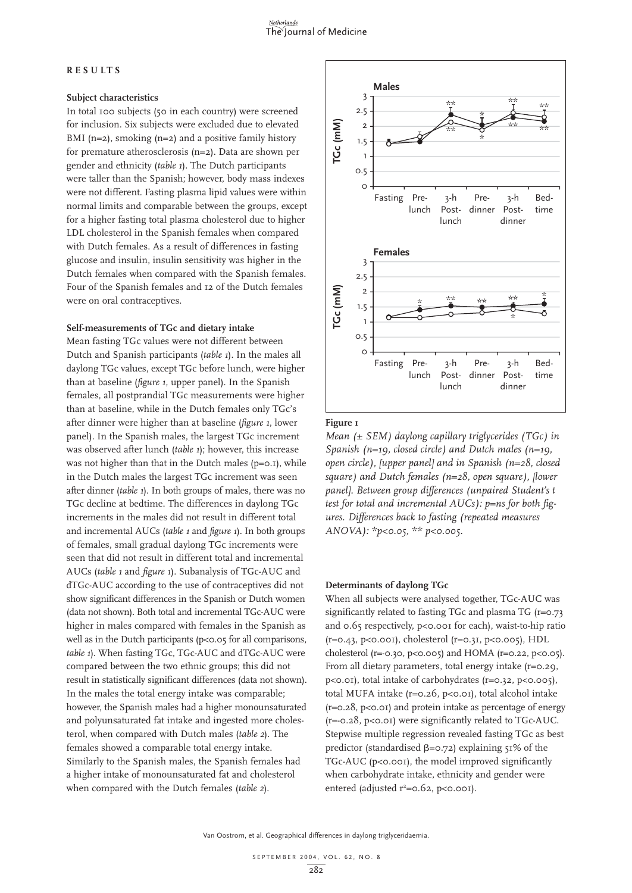## RESULTS

### Subject characteristics

In total 100 subjects (50 in each country) were screened for inclusion. Six subjects were excluded due to elevated BMI (n=2), smoking (n=2) and a positive family history for premature atherosclerosis (n=2). Data are shown per gender and ethnicity (*table 1*). The Dutch participants were taller than the Spanish; however, body mass indexes were not different. Fasting plasma lipid values were within normal limits and comparable between the groups, except for a higher fasting total plasma cholesterol due to higher LDL cholesterol in the Spanish females when compared with Dutch females. As a result of differences in fasting glucose and insulin, insulin sensitivity was higher in the Dutch females when compared with the Spanish females. Four of the Spanish females and 12 of the Dutch females were on oral contraceptives.

### Self-measurements of TGc and dietary intake

Mean fasting TGc values were not different between Dutch and Spanish participants (*table 1*). In the males all daylong TGc values, except TGc before lunch, were higher than at baseline (*figure 1*, upper panel). In the Spanish females, all postprandial TGc measurements were higher than at baseline, while in the Dutch females only TGc's after dinner were higher than at baseline (*figure 1*, lower panel). In the Spanish males, the largest TGc increment was observed after lunch (*table 1*); however, this increase was not higher than that in the Dutch males (p=0.1), while in the Dutch males the largest TGc increment was seen after dinner (*table 1*). In both groups of males, there was no TGc decline at bedtime. The differences in daylong TGc increments in the males did not result in different total and incremental AUCs (*table 1* and *figure 1*). In both groups of females, small gradual daylong TGc increments were seen that did not result in different total and incremental AUCs (*table 1* and *figure 1*). Subanalysis of TGc-AUC and dTGc-AUC according to the use of contraceptives did not show significant differences in the Spanish or Dutch women (data not shown). Both total and incremental TGc-AUC were higher in males compared with females in the Spanish as well as in the Dutch participants ($p<0.05$ for all comparisons, *table 1*). When fasting TGc, TGc-AUC and dTGc-AUC were compared between the two ethnic groups; this did not result in statistically significant differences (data not shown). In the males the total energy intake was comparable; however, the Spanish males had a higher monounsaturated and polyunsaturated fat intake and ingested more cholesterol, when compared with Dutch males (*table 2*). The females showed a comparable total energy intake. Similarly to the Spanish males, the Spanish females had a higher intake of monounsaturated fat and cholesterol when compared with the Dutch females (*table 2*).

**Figure 1**

*Mean (± SEM) daylong capillary triglycerides (TGc) in Spanish (n=19, closed circle) and Dutch males (n=19, open circle), [upper panel] and in Spanish (n=28, closed square) and Dutch females (n=28, open square), [lower panel]. Between group differences (unpaired Student's t test for total and incremental AUCs): p=ns for both figures. Differences back to fasting (repeated measures ANOVA): *p<0.05, ** p<0.005.*

### Determinants of daylong TGc

When all subjects were analysed together, TGc-AUC was significantly related to fasting TGc and plasma TG (r=0.73 and 0.65 respectively, $p<0.001$ for each), waist-to-hip ratio (r=0.43, $p<0.001$), cholesterol (r=0.31, $p<0.005$), HDL cholesterol (r=-0.30, $p<0.005$) and HOMA (r=0.22, $p<0.05$). From all dietary parameters, total energy intake (r=0.29, $p<0.01$), total intake of carbohydrates (r=0.32, $p<0.005$), total MUFA intake (r=0.26, $p<0.01$), total alcohol intake (r=0.28, $p<0.01$) and protein intake as percentage of energy (r=-0.28, $p<0.01$) were significantly related to TGc-AUC. Stepwise multiple regression revealed fasting TGc as best predictor (standardised $\beta$=0.72) explaining 51% of the TGc-AUC ($p<0.001$), the model improved significantly when carbohydrate intake, ethnicity and gender were entered (adjusted $r^2$=0.62, $p<0.001$).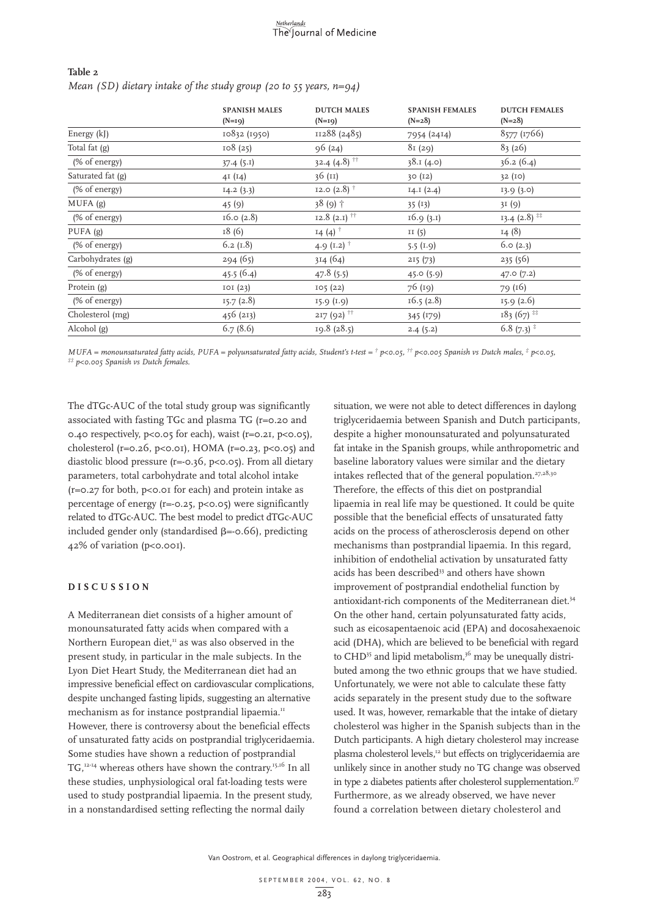**Table 2**

*Mean (SD) dietary intake of the study group (20 to 55 years, n=94)*

| | SPANISH MALES (N=19) | DUTCH MALES (N=19) | SPANISH FEMALES (N=28) | DUTCH FEMALES (N=28) |
|---|---|---|---|---|
| Energy (kJ) | 10832 (1950) | 11288 (2485) | 7954 (2414) | 8577 (1766) |
| Total fat (g) | 108 (25) | 96 (24) | 81 (29) | 83 (26) |
| (% of energy) | 37.4 (5.1) | 32.4 (4.8) †† | 38.1 (4.0) | 36.2 (6.4) |
| Saturated fat (g) | 41 (14) | 36 (11) | 30 (12) | 32 (10) |
| (% of energy) | 14.2 (3.3) | 12.0 (2.8) † | 14.1 (2.4) | 13.9 (3.0) |
| MUFA (g) | 45 (9) | 38 (9) † | 35 (13) | 31 (9) |
| (% of energy) | 16.0 (2.8) | 12.8 (2.1) †† | 16.9 (3.1) | 13.4 (2.8) ‡‡ |
| PUFA (g) | 18 (6) | 14 (4) † | 11 (5) | 14 (8) |
| (% of energy) | 6.2 (1.8) | 4.9 (1.2) † | 5.5 (1.9) | 6.0 (2.3) |
| Carbohydrates (g) | 294 (65) | 314 (64) | 215 (73) | 235 (56) |
| (% of energy) | 45.5 (6.4) | 47.8 (5.5) | 45.0 (5.9) | 47.0 (7.2) |
| Protein (g) | 101 (23) | 105 (22) | 76 (19) | 79 (16) |
| (% of energy) | 15.7 (2.8) | 15.9 (1.9) | 16.5 (2.8) | 15.9 (2.6) |
| Cholesterol (mg) | 456 (213) | 217 (92) †† | 345 (179) | 183 (67) ‡‡ |
| Alcohol (g) | 6.7 (8.6) | 19.8 (28.5) | 2.4 (5.2) | 6.8 (7.3) ‡ |

*MUFA = monounsaturated fatty acids, PUFA = polyunsaturated fatty acids, Student's t-test = † $p<0.05$, †† $p<0.005$ Spanish vs Dutch males, ‡ $p<0.05$, ‡‡ $p<0.005$ Spanish vs Dutch females.*

The dTGc-AUC of the total study group was significantly associated with fasting TGc and plasma TG ($r=0.20$ and $0.40$ respectively, $p<0.05$ for each), waist ($r=0.21$, $p<0.05$), cholesterol ($r=0.26$, $p<0.01$), HOMA ($r=0.23$, $p<0.05$) and diastolic blood pressure ($r=-0.36$, $p<0.05$). From all dietary parameters, total carbohydrate and total alcohol intake ($r=0.27$ for both, $p<0.01$ for each) and protein intake as percentage of energy ($r=-0.25$, $p<0.05$) were significantly related to dTGc-AUC. The best model to predict dTGc-AUC included gender only (standardised $\beta=-0.66$), predicting 42% of variation ($p<0.001$).

## DISCUSSION

A Mediterranean diet consists of a higher amount of monounsaturated fatty acids when compared with a Northern European diet,[11] as was also observed in the present study, in particular in the male subjects. In the Lyon Diet Heart Study, the Mediterranean diet had an impressive beneficial effect on cardiovascular complications, despite unchanged fasting lipids, suggesting an alternative mechanism as for instance postprandial lipaemia.[11] However, there is controversy about the beneficial effects of unsaturated fatty acids on postprandial triglyceridaemia. Some studies have shown a reduction of postprandial TG,[12-14] whereas others have shown the contrary.[15,16] In all these studies, unphysiological oral fat-loading tests were used to study postprandial lipaemia. In the present study, in a nonstandardised setting reflecting the normal daily situation, we were not able to detect differences in daylong triglyceridaemia between Spanish and Dutch participants, despite a higher monounsaturated and polyunsaturated fat intake in the Spanish groups, while anthropometric and baseline laboratory values were similar and the dietary intakes reflected that of the general population.[27,28,30] Therefore, the effects of this diet on postprandial lipaemia in real life may be questioned. It could be quite possible that the beneficial effects of unsaturated fatty acids on the process of atherosclerosis depend on other mechanisms than postprandial lipaemia. In this regard, inhibition of endothelial activation by unsaturated fatty acids has been described[33] and others have shown improvement of postprandial endothelial function by antioxidant-rich components of the Mediterranean diet.[34] On the other hand, certain polyunsaturated fatty acids, such as eicosapentaenoic acid (EPA) and docosahexaenoic acid (DHA), which are believed to be beneficial with regard to CHD[35] and lipid metabolism,[36] may be unequally distributed among the two ethnic groups that we have studied. Unfortunately, we were not able to calculate these fatty acids separately in the present study due to the software used. It was, however, remarkable that the intake of dietary cholesterol was higher in the Spanish subjects than in the Dutch participants. A high dietary cholesterol may increase plasma cholesterol levels,[12] but effects on triglyceridaemia are unlikely since in another study no TG change was observed in type 2 diabetes patients after cholesterol supplementation.[37] Furthermore, as we already observed, we have never found a correlation between dietary cholesterol and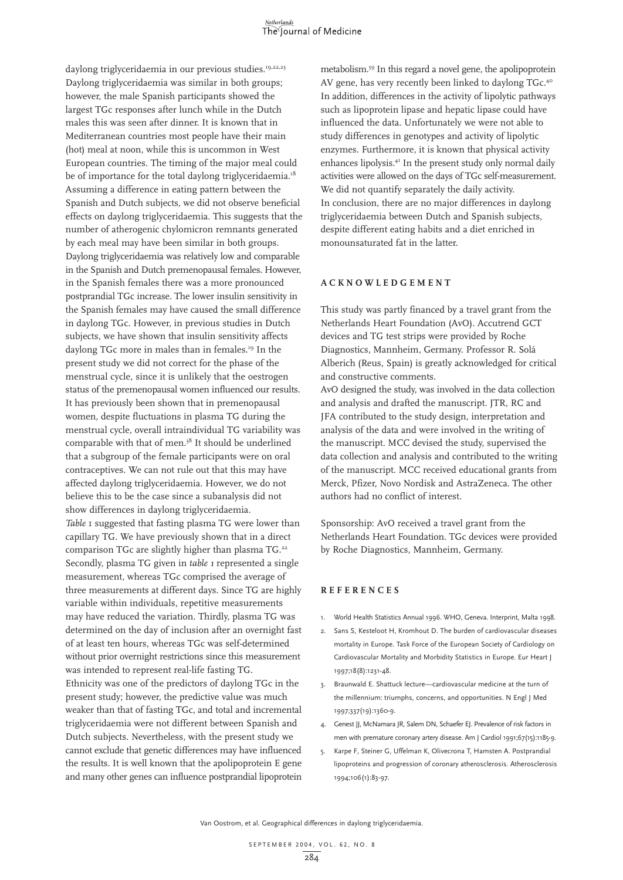daylong triglyceridaemia in our previous studies.[19,22,23] Daylong triglyceridaemia was similar in both groups; however, the male Spanish participants showed the largest TGc responses after lunch while in the Dutch males this was seen after dinner. It is known that in Mediterranean countries most people have their main (hot) meal at noon, while this is uncommon in West European countries. The timing of the major meal could be of importance for the total daylong triglyceridaemia.[18] Assuming a difference in eating pattern between the Spanish and Dutch subjects, we did not observe beneficial effects on daylong triglyceridaemia. This suggests that the number of atherogenic chylomicron remnants generated by each meal may have been similar in both groups.

Daylong triglyceridaemia was relatively low and comparable in the Spanish and Dutch premenopausal females. However, in the Spanish females there was a more pronounced postprandial TGc increase. The lower insulin sensitivity in the Spanish females may have caused the small difference in daylong TGc. However, in previous studies in Dutch subjects, we have shown that insulin sensitivity affects daylong TGc more in males than in females.[19] In the present study we did not correct for the phase of the menstrual cycle, since it is unlikely that the oestrogen status of the premenopausal women influenced our results. It has previously been shown that in premenopausal women, despite fluctuations in plasma TG during the menstrual cycle, overall intraindividual TG variability was comparable with that of men.[38] It should be underlined that a subgroup of the female participants were on oral contraceptives. We can not rule out that this may have affected daylong triglyceridaemia. However, we do not believe this to be the case since a subanalysis did not show differences in daylong triglyceridaemia.

*Table 1* suggested that fasting plasma TG were lower than capillary TG. We have previously shown that in a direct comparison TGc are slightly higher than plasma TG.[22] Secondly, plasma TG given in *table 1* represented a single measurement, whereas TGc comprised the average of three measurements at different days. Since TG are highly variable within individuals, repetitive measurements may have reduced the variation. Thirdly, plasma TG was determined on the day of inclusion after an overnight fast of at least ten hours, whereas TGc was self-determined without prior overnight restrictions since this measurement was intended to represent real-life fasting TG.

Ethnicity was one of the predictors of daylong TGc in the present study; however, the predictive value was much weaker than that of fasting TGc, and total and incremental triglyceridaemia were not different between Spanish and Dutch subjects. Nevertheless, with the present study we cannot exclude that genetic differences may have influenced the results. It is well known that the apolipoprotein E gene and many other genes can influence postprandial lipoprotein metabolism.[39] In this regard a novel gene, the apolipoprotein AV gene, has very recently been linked to daylong TGc.[40] In addition, differences in the activity of lipolytic pathways such as lipoprotein lipase and hepatic lipase could have influenced the data. Unfortunately we were not able to study differences in genotypes and activity of lipolytic enzymes. Furthermore, it is known that physical activity enhances lipolysis.[41] In the present study only normal daily activities were allowed on the days of TGc self-measurement. We did not quantify separately the daily activity.

In conclusion, there are no major differences in daylong triglyceridaemia between Dutch and Spanish subjects, despite different eating habits and a diet enriched in monounsaturated fat in the latter.

## ACKNOWLEDGEMENT

This study was partly financed by a travel grant from the Netherlands Heart Foundation (AvO). Accutrend GCT devices and TG test strips were provided by Roche Diagnostics, Mannheim, Germany. Professor R. Solá Alberich (Reus, Spain) is greatly acknowledged for critical and constructive comments.

AvO designed the study, was involved in the data collection and analysis and drafted the manuscript. JTR, RC and JFA contributed to the study design, interpretation and analysis of the data and were involved in the writing of the manuscript. MCC devised the study, supervised the data collection and analysis and contributed to the writing of the manuscript. MCC received educational grants from Merck, Pfizer, Novo Nordisk and AstraZeneca. The other authors had no conflict of interest.

Sponsorship: AvO received a travel grant from the Netherlands Heart Foundation. TGc devices were provided by Roche Diagnostics, Mannheim, Germany.

## REFERENCES

1. World Health Statistics Annual 1996. WHO, Geneva. Interprint, Malta 1998.
2. Sans S, Kesteloot H, Kromhout D. The burden of cardiovascular diseases mortality in Europe. Task Force of the European Society of Cardiology on Cardiovascular Mortality and Morbidity Statistics in Europe. Eur Heart J 1997;18(8):1231-48.
3. Braunwald E. Shattuck lecture—cardiovascular medicine at the turn of the millennium: triumphs, concerns, and opportunities. N Engl J Med 1997;337(19):1360-9.
4. Genest JJ, McNamara JR, Salem DN, Schaefer EJ. Prevalence of risk factors in men with premature coronary artery disease. Am J Cardiol 1991;67(15):1185-9.
5. Karpe F, Steiner G, Uffelman K, Olivecrona T, Hamsten A. Postprandial lipoproteins and progression of coronary atherosclerosis. Atherosclerosis 1994;106(1):83-97.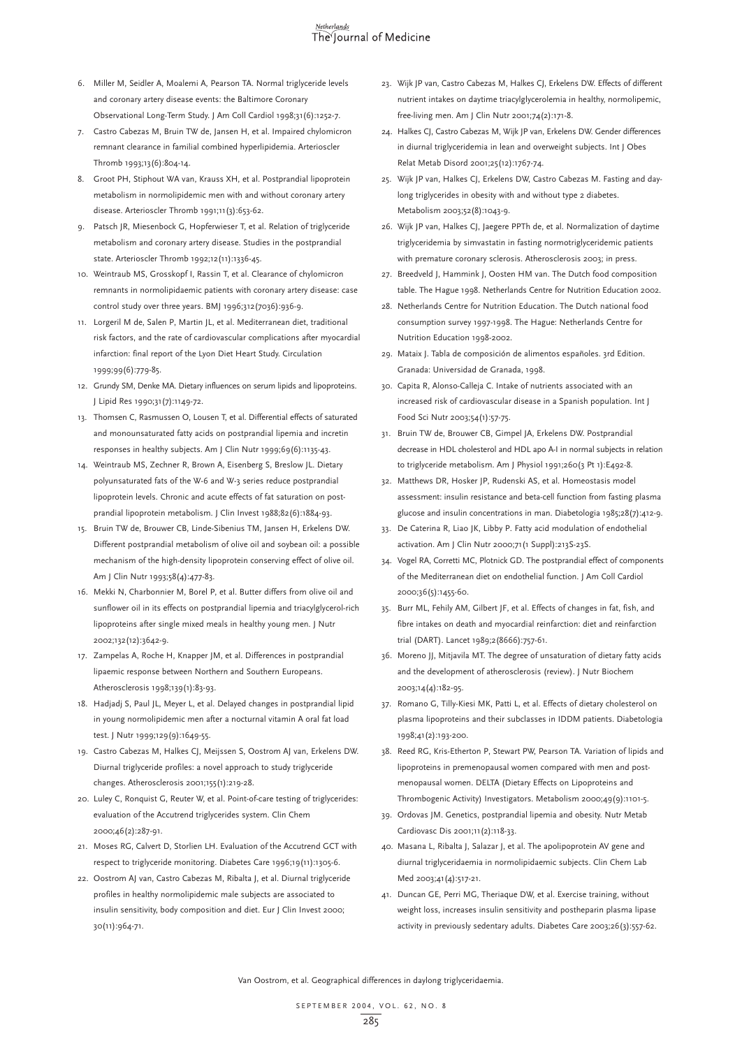6. Miller M, Seidler A, Moalemi A, Pearson TA. Normal triglyceride levels and coronary artery disease events: the Baltimore Coronary Observational Long-Term Study. J Am Coll Cardiol 1998;31(6):1252-7.
7. Castro Cabezas M, Bruin TW de, Jansen H, et al. Impaired chylomicron remnant clearance in familial combined hyperlipidemia. Arterioscler Thromb 1993;13(6):804-14.
8. Groot PH, Stiphout WA van, Krauss XH, et al. Postprandial lipoprotein metabolism in normolipidemic men with and without coronary artery disease. Arterioscler Thromb 1991;11(3):653-62.
9. Patsch JR, Miesenbock G, Hopferwieser T, et al. Relation of triglyceride metabolism and coronary artery disease. Studies in the postprandial state. Arterioscler Thromb 1992;12(11):1336-45.
10. Weintraub MS, Grosskopf I, Rassin T, et al. Clearance of chylomicron remnants in normolipidaemic patients with coronary artery disease: case control study over three years. BMJ 1996;312(7036):936-9.
11. Lorgeril M de, Salen P, Martin JL, et al. Mediterranean diet, traditional risk factors, and the rate of cardiovascular complications after myocardial infarction: final report of the Lyon Diet Heart Study. Circulation 1999;99(6):779-85.
12. Grundy SM, Denke MA. Dietary influences on serum lipids and lipoproteins. J Lipid Res 1990;31(7):1149-72.
13. Thomsen C, Rasmussen O, Lousen T, et al. Differential effects of saturated and monounsaturated fatty acids on postprandial lipemia and incretin responses in healthy subjects. Am J Clin Nutr 1999;69(6):1135-43.
14. Weintraub MS, Zechner R, Brown A, Eisenberg S, Breslow JL. Dietary polyunsaturated fats of the W-6 and W-3 series reduce postprandial lipoprotein levels. Chronic and acute effects of fat saturation on postprandial lipoprotein metabolism. J Clin Invest 1988;82(6):1884-93.
15. Bruin TW de, Brouwer CB, Linde-Sibenius TM, Jansen H, Erkelens DW. Different postprandial metabolism of olive oil and soybean oil: a possible mechanism of the high-density lipoprotein conserving effect of olive oil. Am J Clin Nutr 1993;58(4):477-83.
16. Mekki N, Charbonnier M, Borel P, et al. Butter differs from olive oil and sunflower oil in its effects on postprandial lipemia and triacylglycerol-rich lipoproteins after single mixed meals in healthy young men. J Nutr 2002;132(12):3642-9.
17. Zampelas A, Roche H, Knapper JM, et al. Differences in postprandial lipaemic response between Northern and Southern Europeans. Atherosclerosis 1998;139(1):83-93.
18. Hadjadj S, Paul JL, Meyer L, et al. Delayed changes in postprandial lipid in young normolipidemic men after a nocturnal vitamin A oral fat load test. J Nutr 1999;129(9):1649-55.
19. Castro Cabezas M, Halkes CJ, Meijssen S, Oostrom AJ van, Erkelens DW. Diurnal triglyceride profiles: a novel approach to study triglyceride changes. Atherosclerosis 2001;155(1):219-28.
20. Luley C, Ronquist G, Reuter W, et al. Point-of-care testing of triglycerides: evaluation of the Accutrend triglycerides system. Clin Chem 2000;46(2):287-91.
21. Moses RG, Calvert D, Storlien LH. Evaluation of the Accutrend GCT with respect to triglyceride monitoring. Diabetes Care 1996;19(11):1305-6.
22. Oostrom AJ van, Castro Cabezas M, Ribalta J, et al. Diurnal triglyceride profiles in healthy normolipidemic male subjects are associated to insulin sensitivity, body composition and diet. Eur J Clin Invest 2000; 30(11):964-71.
23. Wijk JP van, Castro Cabezas M, Halkes CJ, Erkelens DW. Effects of different nutrient intakes on daytime triacylglycerolemia in healthy, normolipemic, free-living men. Am J Clin Nutr 2001;74(2):171-8.
24. Halkes CJ, Castro Cabezas M, Wijk JP van, Erkelens DW. Gender differences in diurnal triglyceridemia in lean and overweight subjects. Int J Obes Relat Metab Disord 2001;25(12):1767-74.
25. Wijk JP van, Halkes CJ, Erkelens DW, Castro Cabezas M. Fasting and daylong triglycerides in obesity with and without type 2 diabetes. Metabolism 2003;52(8):1043-9.
26. Wijk JP van, Halkes CJ, Jaegere PPTh de, et al. Normalization of daytime triglyceridemia by simvastatin in fasting normotriglyceridemic patients with premature coronary sclerosis. Atherosclerosis 2003; in press.
27. Breedveld J, Hammink J, Oosten HM van. The Dutch food composition table. The Hague 1998. Netherlands Centre for Nutrition Education 2002.
28. Netherlands Centre for Nutrition Education. The Dutch national food consumption survey 1997-1998. The Hague: Netherlands Centre for Nutrition Education 1998-2002.
29. Mataix J. Tabla de composición de alimentos españoles. 3rd Edition. Granada: Universidad de Granada, 1998.
30. Capita R, Alonso-Calleja C. Intake of nutrients associated with an increased risk of cardiovascular disease in a Spanish population. Int J Food Sci Nutr 2003;54(1):57-75.
31. Bruin TW de, Brouwer CB, Gimpel JA, Erkelens DW. Postprandial decrease in HDL cholesterol and HDL apo A-I in normal subjects in relation to triglyceride metabolism. Am J Physiol 1991;260(3 Pt 1):E492-8.
32. Matthews DR, Hosker JP, Rudenski AS, et al. Homeostasis model assessment: insulin resistance and beta-cell function from fasting plasma glucose and insulin concentrations in man. Diabetologia 1985;28(7):412-9.
33. De Caterina R, Liao JK, Libby P. Fatty acid modulation of endothelial activation. Am J Clin Nutr 2000;71(1 Suppl):213S-23S.
34. Vogel RA, Corretti MC, Plotnick GD. The postprandial effect of components of the Mediterranean diet on endothelial function. J Am Coll Cardiol 2000;36(5):1455-60.
35. Burr ML, Fehily AM, Gilbert JF, et al. Effects of changes in fat, fish, and fibre intakes on death and myocardial reinfarction: diet and reinfarction trial (DART). Lancet 1989;2(8666):757-61.
36. Moreno JJ, Mitjavila MT. The degree of unsaturation of dietary fatty acids and the development of atherosclerosis (review). J Nutr Biochem 2003;14(4):182-95.
37. Romano G, Tilly-Kiesi MK, Patti L, et al. Effects of dietary cholesterol on plasma lipoproteins and their subclasses in IDDM patients. Diabetologia 1998;41(2):193-200.
38. Reed RG, Kris-Etherton P, Stewart PW, Pearson TA. Variation of lipids and lipoproteins in premenopausal women compared with men and postmenopausal women. DELTA (Dietary Effects on Lipoproteins and Thrombogenic Activity) Investigators. Metabolism 2000;49(9):1101-5.
39. Ordovas JM. Genetics, postprandial lipemia and obesity. Nutr Metab Cardiovasc Dis 2001;11(2):118-33.
40. Masana L, Ribalta J, Salazar J, et al. The apolipoprotein AV gene and diurnal triglyceridaemia in normolipidaemic subjects. Clin Chem Lab Med 2003;41(4):517-21.
41. Duncan GE, Perri MG, Theriaque DW, et al. Exercise training, without weight loss, increases insulin sensitivity and postheparin plasma lipase activity in previously sedentary adults. Diabetes Care 2003;26(3):557-62.